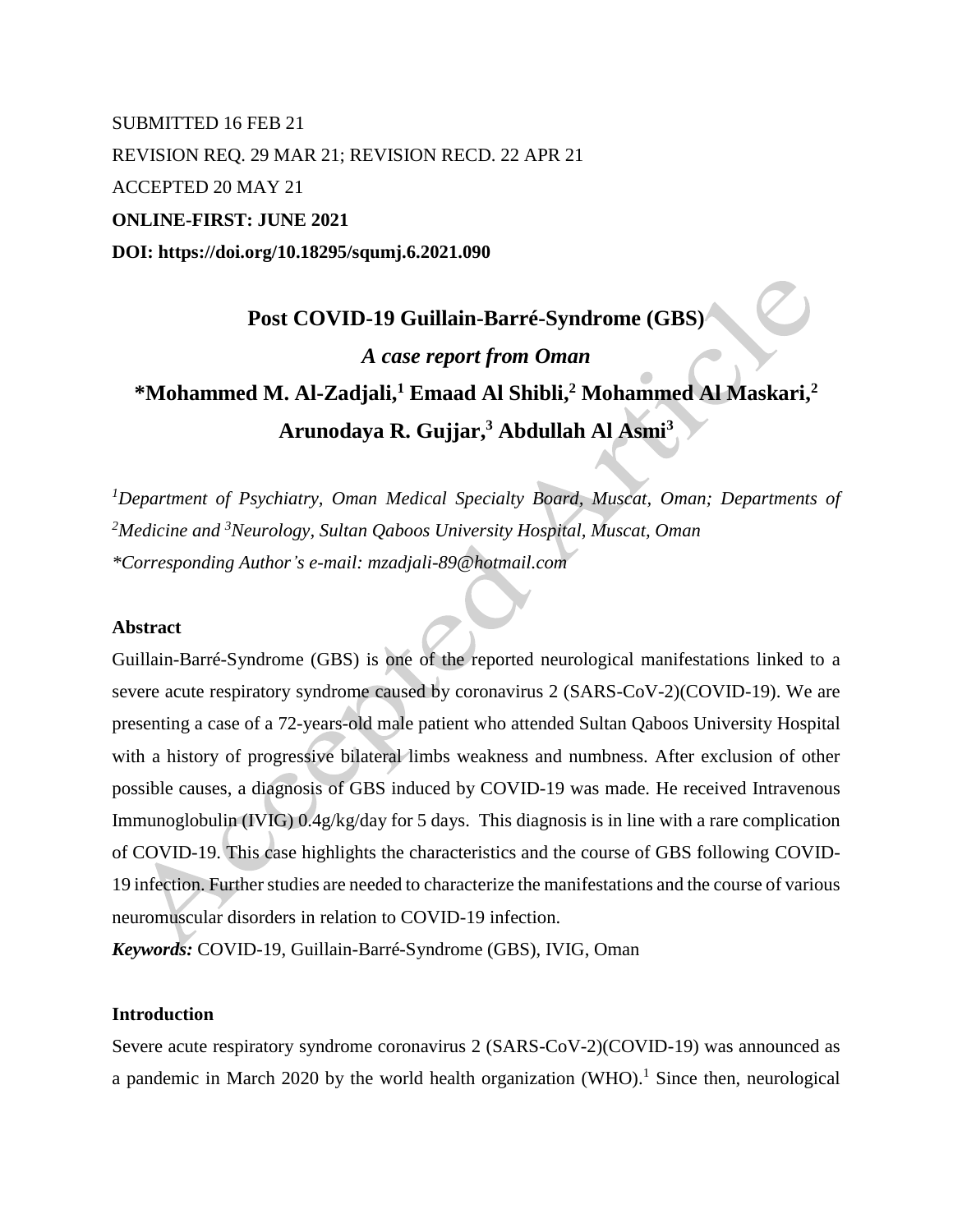SUBMITTED 16 FEB 21

REVISION REQ. 29 MAR 21; REVISION RECD. 22 APR 21

ACCEPTED 20 MAY 21

**ONLINE-FIRST: JUNE 2021**

**DOI: https://doi.org/10.18295/squmj.6.2021.090**

# Post COVID-19 Guillain-Barré-Syndrome (GBS)

## *A case report from Oman*

**\*Mohammed M. Al-Zadjali,[1] Emaad Al Shibli,[2] Mohammed Al Maskari,[2] Arunodaya R. Gujjar,[3] Abdullah Al Asmi[3]**

*[1]Department of Psychiatry, Oman Medical Specialty Board, Muscat, Oman; Departments of [2]Medicine and [3]Neurology, Sultan Qaboos University Hospital, Muscat, Oman*

*\*Corresponding Author's e-mail: mzadjali-89@hotmail.com*

### Abstract

Guillain-Barré-Syndrome (GBS) is one of the reported neurological manifestations linked to a severe acute respiratory syndrome caused by coronavirus 2 (SARS-CoV-2)(COVID-19). We are presenting a case of a 72-years-old male patient who attended Sultan Qaboos University Hospital with a history of progressive bilateral limbs weakness and numbness. After exclusion of other possible causes, a diagnosis of GBS induced by COVID-19 was made. He received Intravenous Immunoglobulin (IVIG) 0.4g/kg/day for 5 days. This diagnosis is in line with a rare complication of COVID-19. This case highlights the characteristics and the course of GBS following COVID-19 infection. Further studies are needed to characterize the manifestations and the course of various neuromuscular disorders in relation to COVID-19 infection.

***Keywords:*** COVID-19, Guillain-Barré-Syndrome (GBS), IVIG, Oman

### Introduction

Severe acute respiratory syndrome coronavirus 2 (SARS-CoV-2)(COVID-19) was announced as a pandemic in March 2020 by the world health organization (WHO).[1] Since then, neurological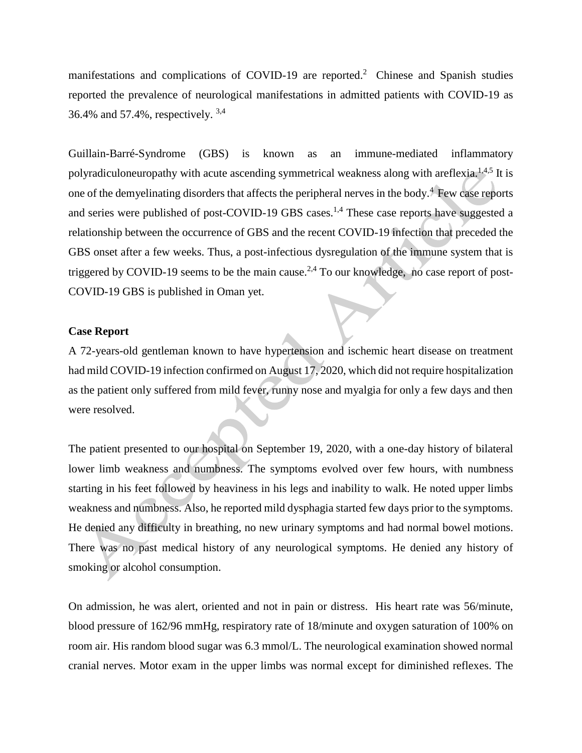manifestations and complications of COVID-19 are reported.[2] Chinese and Spanish studies reported the prevalence of neurological manifestations in admitted patients with COVID-19 as 36.4% and 57.4%, respectively. [3,4]

Guillain-Barré-Syndrome (GBS) is known as an immune-mediated inflammatory polyradiculoneuropathy with acute ascending symmetrical weakness along with areflexia.[1,4,5] It is one of the demyelinating disorders that affects the peripheral nerves in the body.[4] Few case reports and series were published of post-COVID-19 GBS cases.[1,4] These case reports have suggested a relationship between the occurrence of GBS and the recent COVID-19 infection that preceded the GBS onset after a few weeks. Thus, a post-infectious dysregulation of the immune system that is triggered by COVID-19 seems to be the main cause.[2,4] To our knowledge, no case report of post-COVID-19 GBS is published in Oman yet.

**Case Report**

A 72-years-old gentleman known to have hypertension and ischemic heart disease on treatment had mild COVID-19 infection confirmed on August 17, 2020, which did not require hospitalization as the patient only suffered from mild fever, runny nose and myalgia for only a few days and then were resolved.

The patient presented to our hospital on September 19, 2020, with a one-day history of bilateral lower limb weakness and numbness. The symptoms evolved over few hours, with numbness starting in his feet followed by heaviness in his legs and inability to walk. He noted upper limbs weakness and numbness. Also, he reported mild dysphagia started few days prior to the symptoms. He denied any difficulty in breathing, no new urinary symptoms and had normal bowel motions. There was no past medical history of any neurological symptoms. He denied any history of smoking or alcohol consumption.

On admission, he was alert, oriented and not in pain or distress. His heart rate was 56/minute, blood pressure of 162/96 mmHg, respiratory rate of 18/minute and oxygen saturation of 100% on room air. His random blood sugar was 6.3 mmol/L. The neurological examination showed normal cranial nerves. Motor exam in the upper limbs was normal except for diminished reflexes. The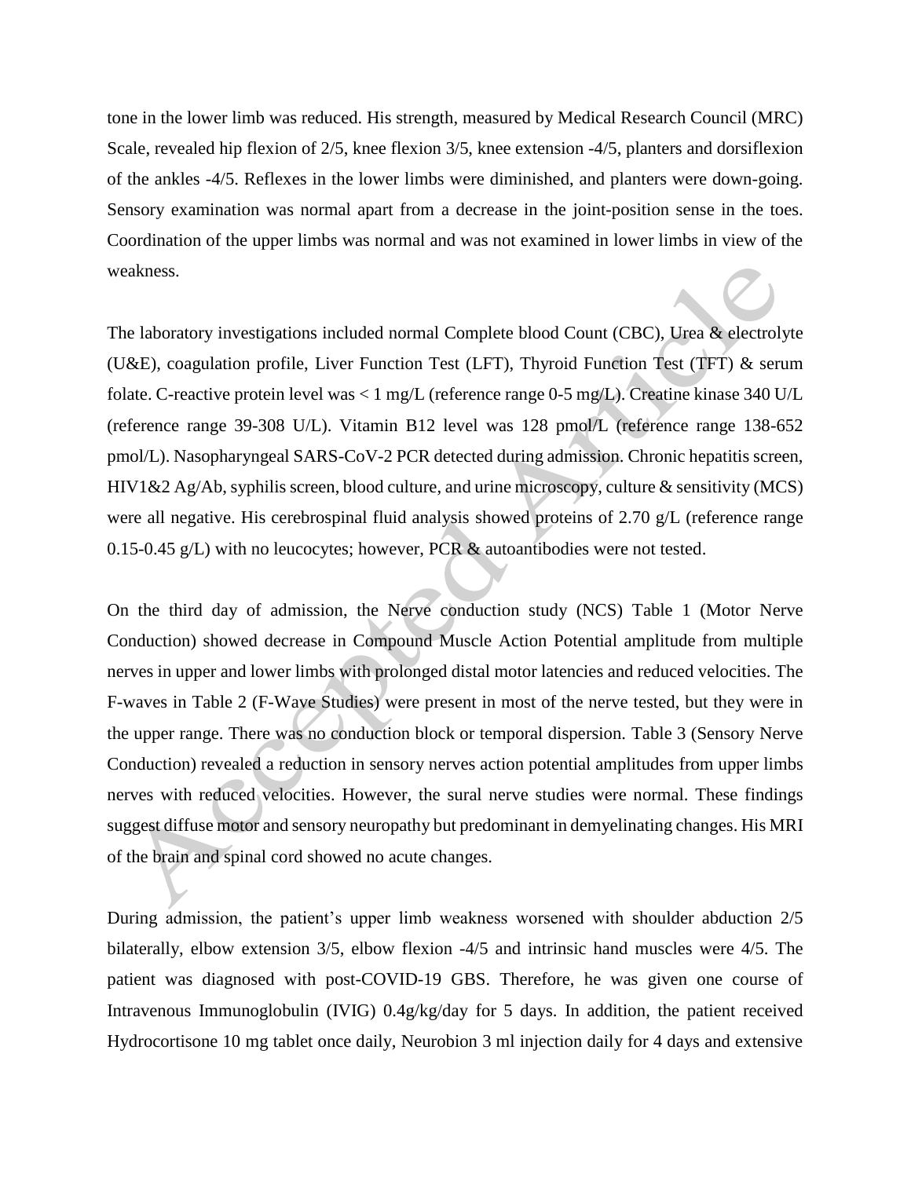tone in the lower limb was reduced. His strength, measured by Medical Research Council (MRC) Scale, revealed hip flexion of 2/5, knee flexion 3/5, knee extension -4/5, planters and dorsiflexion of the ankles -4/5. Reflexes in the lower limbs were diminished, and planters were down-going. Sensory examination was normal apart from a decrease in the joint-position sense in the toes. Coordination of the upper limbs was normal and was not examined in lower limbs in view of the weakness.

The laboratory investigations included normal Complete blood Count (CBC), Urea & electrolyte (U&E), coagulation profile, Liver Function Test (LFT), Thyroid Function Test (TFT) & serum folate. C-reactive protein level was < 1 mg/L (reference range 0-5 mg/L). Creatine kinase 340 U/L (reference range 39-308 U/L). Vitamin B12 level was 128 pmol/L (reference range 138-652 pmol/L). Nasopharyngeal SARS-CoV-2 PCR detected during admission. Chronic hepatitis screen, HIV1&2 Ag/Ab, syphilis screen, blood culture, and urine microscopy, culture & sensitivity (MCS) were all negative. His cerebrospinal fluid analysis showed proteins of 2.70 g/L (reference range 0.15-0.45 g/L) with no leucocytes; however, PCR & autoantibodies were not tested.

On the third day of admission, the Nerve conduction study (NCS) Table 1 (Motor Nerve Conduction) showed decrease in Compound Muscle Action Potential amplitude from multiple nerves in upper and lower limbs with prolonged distal motor latencies and reduced velocities. The F-waves in Table 2 (F-Wave Studies) were present in most of the nerve tested, but they were in the upper range. There was no conduction block or temporal dispersion. Table 3 (Sensory Nerve Conduction) revealed a reduction in sensory nerves action potential amplitudes from upper limbs nerves with reduced velocities. However, the sural nerve studies were normal. These findings suggest diffuse motor and sensory neuropathy but predominant in demyelinating changes. His MRI of the brain and spinal cord showed no acute changes.

During admission, the patient's upper limb weakness worsened with shoulder abduction 2/5 bilaterally, elbow extension 3/5, elbow flexion -4/5 and intrinsic hand muscles were 4/5. The patient was diagnosed with post-COVID-19 GBS. Therefore, he was given one course of Intravenous Immunoglobulin (IVIG) 0.4g/kg/day for 5 days. In addition, the patient received Hydrocortisone 10 mg tablet once daily, Neurobion 3 ml injection daily for 4 days and extensive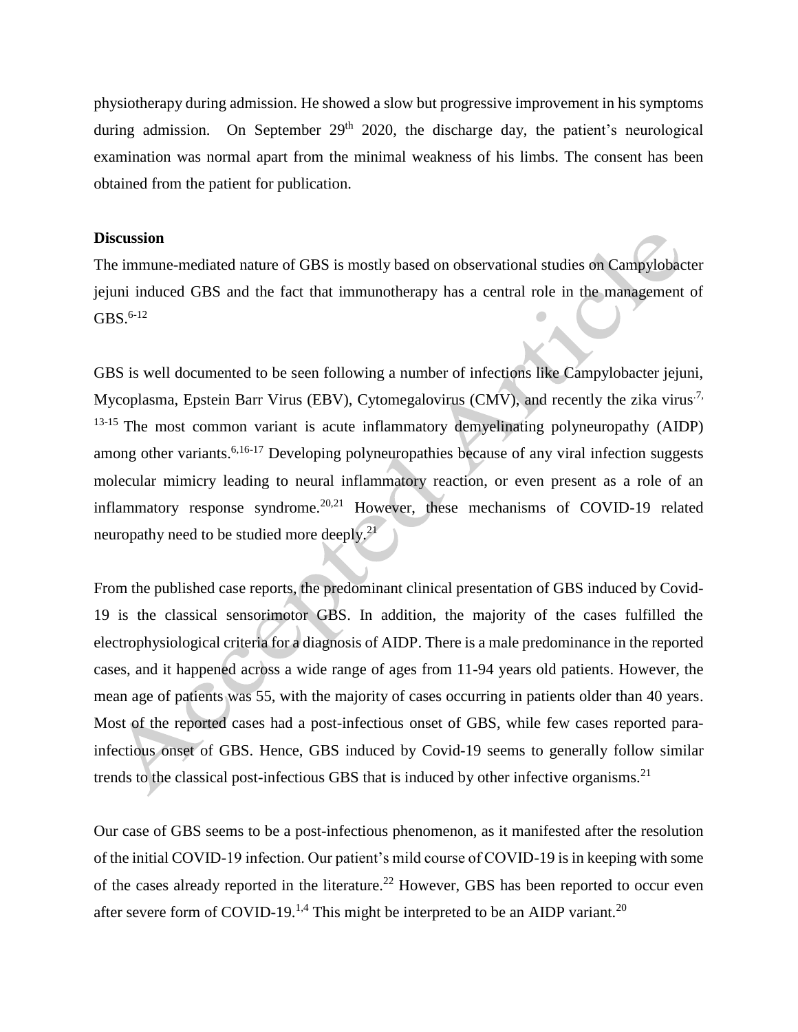physiotherapy during admission. He showed a slow but progressive improvement in his symptoms during admission. On September 29th 2020, the discharge day, the patient's neurological examination was normal apart from the minimal weakness of his limbs. The consent has been obtained from the patient for publication.

## Discussion

The immune-mediated nature of GBS is mostly based on observational studies on Campylobacter jejuni induced GBS and the fact that immunotherapy has a central role in the management of GBS.[6-12]

GBS is well documented to be seen following a number of infections like Campylobacter jejuni, Mycoplasma, Epstein Barr Virus (EBV), Cytomegalovirus (CMV), and recently the zika virus.[7, 13-15] The most common variant is acute inflammatory demyelinating polyneuropathy (AIDP) among other variants.[6,16-17] Developing polyneuropathies because of any viral infection suggests molecular mimicry leading to neural inflammatory reaction, or even present as a role of an inflammatory response syndrome.[20,21] However, these mechanisms of COVID-19 related neuropathy need to be studied more deeply.[21]

From the published case reports, the predominant clinical presentation of GBS induced by Covid-19 is the classical sensorimotor GBS. In addition, the majority of the cases fulfilled the electrophysiological criteria for a diagnosis of AIDP. There is a male predominance in the reported cases, and it happened across a wide range of ages from 11-94 years old patients. However, the mean age of patients was 55, with the majority of cases occurring in patients older than 40 years. Most of the reported cases had a post-infectious onset of GBS, while few cases reported para-infectious onset of GBS. Hence, GBS induced by Covid-19 seems to generally follow similar trends to the classical post-infectious GBS that is induced by other infective organisms.[21]

Our case of GBS seems to be a post-infectious phenomenon, as it manifested after the resolution of the initial COVID-19 infection. Our patient's mild course of COVID-19 is in keeping with some of the cases already reported in the literature.[22] However, GBS has been reported to occur even after severe form of COVID-19.[1,4] This might be interpreted to be an AIDP variant.[20]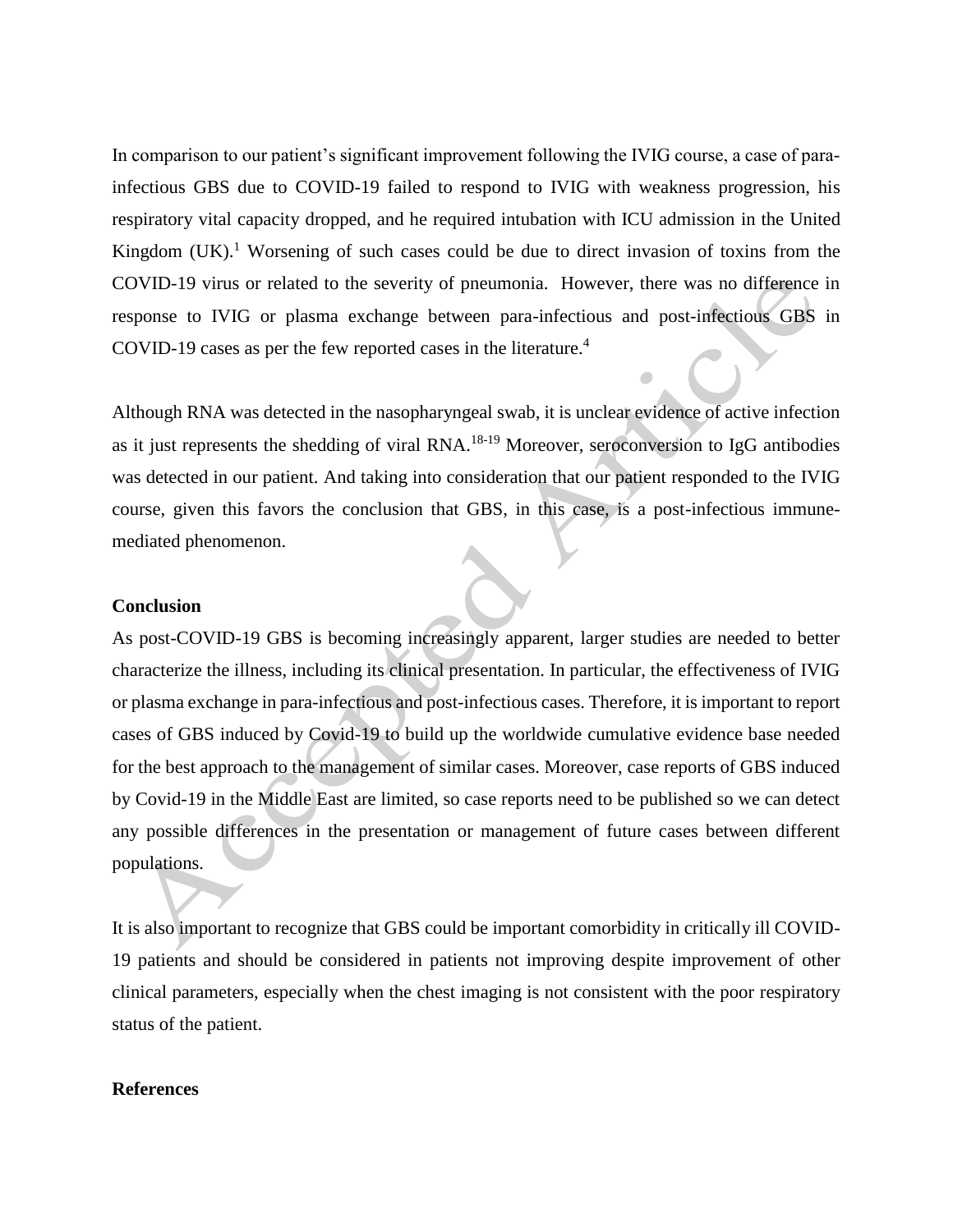In comparison to our patient's significant improvement following the IVIG course, a case of para-infectious GBS due to COVID-19 failed to respond to IVIG with weakness progression, his respiratory vital capacity dropped, and he required intubation with ICU admission in the United Kingdom (UK).[1] Worsening of such cases could be due to direct invasion of toxins from the COVID-19 virus or related to the severity of pneumonia. However, there was no difference in response to IVIG or plasma exchange between para-infectious and post-infectious GBS in COVID-19 cases as per the few reported cases in the literature.[4]

Although RNA was detected in the nasopharyngeal swab, it is unclear evidence of active infection as it just represents the shedding of viral RNA.[18-19] Moreover, seroconversion to IgG antibodies was detected in our patient. And taking into consideration that our patient responded to the IVIG course, given this favors the conclusion that GBS, in this case, is a post-infectious immune-mediated phenomenon.

**Conclusion**

As post-COVID-19 GBS is becoming increasingly apparent, larger studies are needed to better characterize the illness, including its clinical presentation. In particular, the effectiveness of IVIG or plasma exchange in para-infectious and post-infectious cases. Therefore, it is important to report cases of GBS induced by Covid-19 to build up the worldwide cumulative evidence base needed for the best approach to the management of similar cases. Moreover, case reports of GBS induced by Covid-19 in the Middle East are limited, so case reports need to be published so we can detect any possible differences in the presentation or management of future cases between different populations.

It is also important to recognize that GBS could be important comorbidity in critically ill COVID-19 patients and should be considered in patients not improving despite improvement of other clinical parameters, especially when the chest imaging is not consistent with the poor respiratory status of the patient.

**References**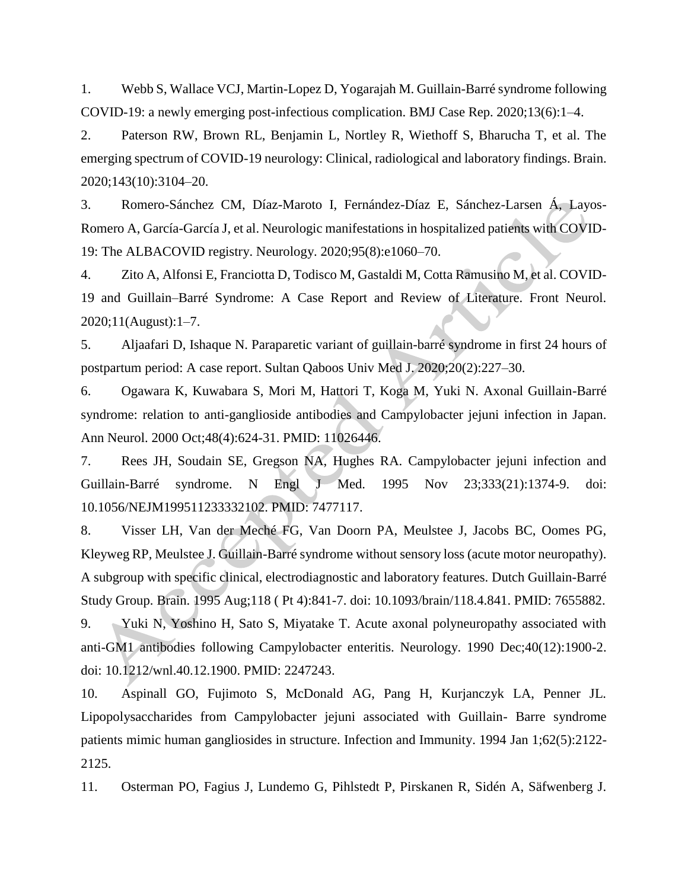1. Webb S, Wallace VCJ, Martin-Lopez D, Yogarajah M. Guillain-Barré syndrome following COVID-19: a newly emerging post-infectious complication. BMJ Case Rep. 2020;13(6):1–4.

2. Paterson RW, Brown RL, Benjamin L, Nortley R, Wiethoff S, Bharucha T, et al. The emerging spectrum of COVID-19 neurology: Clinical, radiological and laboratory findings. Brain. 2020;143(10):3104–20.

3. Romero-Sánchez CM, Díaz-Maroto I, Fernández-Díaz E, Sánchez-Larsen Á, Layos-Romero A, García-García J, et al. Neurologic manifestations in hospitalized patients with COVID-19: The ALBACOVID registry. Neurology. 2020;95(8):e1060–70.

4. Zito A, Alfonsi E, Franciotta D, Todisco M, Gastaldi M, Cotta Ramusino M, et al. COVID-19 and Guillain–Barré Syndrome: A Case Report and Review of Literature. Front Neurol. 2020;11(August):1–7.

5. Aljaafari D, Ishaque N. Paraparetic variant of guillain-barré syndrome in first 24 hours of postpartum period: A case report. Sultan Qaboos Univ Med J. 2020;20(2):227–30.

6. Ogawara K, Kuwabara S, Mori M, Hattori T, Koga M, Yuki N. Axonal Guillain-Barré syndrome: relation to anti-ganglioside antibodies and Campylobacter jejuni infection in Japan. Ann Neurol. 2000 Oct;48(4):624-31. PMID: 11026446.

7. Rees JH, Soudain SE, Gregson NA, Hughes RA. Campylobacter jejuni infection and Guillain-Barré syndrome. N Engl J Med. 1995 Nov 23;333(21):1374-9. doi: 10.1056/NEJM199511233332102. PMID: 7477117.

8. Visser LH, Van der Meché FG, Van Doorn PA, Meulstee J, Jacobs BC, Oomes PG, Kleyweg RP, Meulstee J. Guillain-Barré syndrome without sensory loss (acute motor neuropathy). A subgroup with specific clinical, electrodiagnostic and laboratory features. Dutch Guillain-Barré Study Group. Brain. 1995 Aug;118 ( Pt 4):841-7. doi: 10.1093/brain/118.4.841. PMID: 7655882.

9. Yuki N, Yoshino H, Sato S, Miyatake T. Acute axonal polyneuropathy associated with anti-GM1 antibodies following Campylobacter enteritis. Neurology. 1990 Dec;40(12):1900-2. doi: 10.1212/wnl.40.12.1900. PMID: 2247243.

10. Aspinall GO, Fujimoto S, McDonald AG, Pang H, Kurjanczyk LA, Penner JL. Lipopolysaccharides from Campylobacter jejuni associated with Guillain- Barre syndrome patients mimic human gangliosides in structure. Infection and Immunity. 1994 Jan 1;62(5):2122-2125.

11. Osterman PO, Fagius J, Lundemo G, Pihlstedt P, Pirskanen R, Sidén A, Säfwenberg J.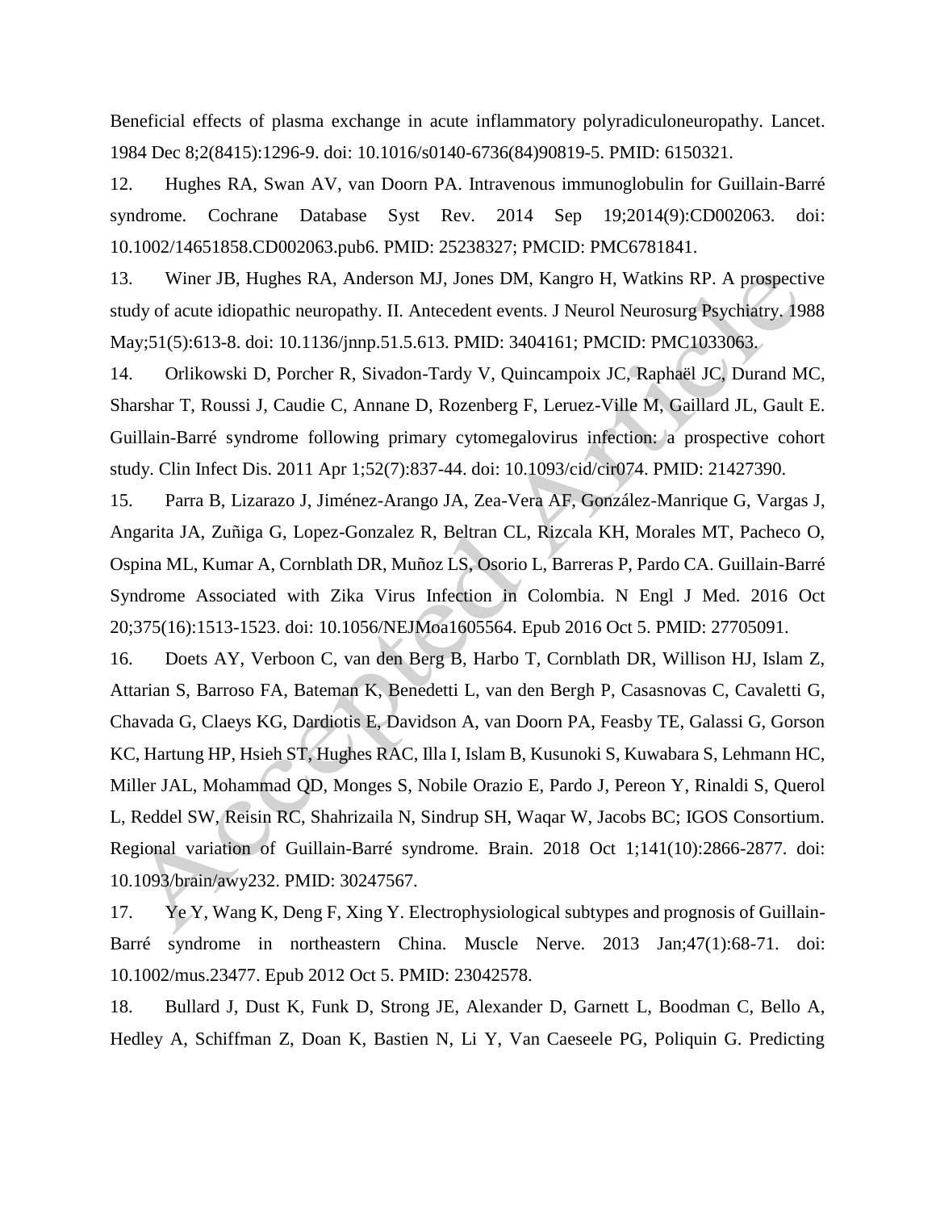Beneficial effects of plasma exchange in acute inflammatory polyradiculoneuropathy. Lancet. 1984 Dec 8;2(8415):1296-9. doi: 10.1016/s0140-6736(84)90819-5. PMID: 6150321.

12. Hughes RA, Swan AV, van Doorn PA. Intravenous immunoglobulin for Guillain-Barré syndrome. Cochrane Database Syst Rev. 2014 Sep 19;2014(9):CD002063. doi: 10.1002/14651858.CD002063.pub6. PMID: 25238327; PMCID: PMC6781841.

13. Winer JB, Hughes RA, Anderson MJ, Jones DM, Kangro H, Watkins RP. A prospective study of acute idiopathic neuropathy. II. Antecedent events. J Neurol Neurosurg Psychiatry. 1988 May;51(5):613-8. doi: 10.1136/jnnp.51.5.613. PMID: 3404161; PMCID: PMC1033063.

14. Orlikowski D, Porcher R, Sivadon-Tardy V, Quincampoix JC, Raphaël JC, Durand MC, Sharshar T, Roussi J, Caudie C, Annane D, Rozenberg F, Leruez-Ville M, Gaillard JL, Gault E. Guillain-Barré syndrome following primary cytomegalovirus infection: a prospective cohort study. Clin Infect Dis. 2011 Apr 1;52(7):837-44. doi: 10.1093/cid/cir074. PMID: 21427390.

15. Parra B, Lizarazo J, Jiménez-Arango JA, Zea-Vera AF, González-Manrique G, Vargas J, Angarita JA, Zuñiga G, Lopez-Gonzalez R, Beltran CL, Rizcala KH, Morales MT, Pacheco O, Ospina ML, Kumar A, Cornblath DR, Muñoz LS, Osorio L, Barreras P, Pardo CA. Guillain-Barré Syndrome Associated with Zika Virus Infection in Colombia. N Engl J Med. 2016 Oct 20;375(16):1513-1523. doi: 10.1056/NEJMoa1605564. Epub 2016 Oct 5. PMID: 27705091.

16. Doets AY, Verboon C, van den Berg B, Harbo T, Cornblath DR, Willison HJ, Islam Z, Attarian S, Barroso FA, Bateman K, Benedetti L, van den Bergh P, Casasnovas C, Cavaletti G, Chavada G, Claeys KG, Dardiotis E, Davidson A, van Doorn PA, Feasby TE, Galassi G, Gorson KC, Hartung HP, Hsieh ST, Hughes RAC, Illa I, Islam B, Kusunoki S, Kuwabara S, Lehmann HC, Miller JAL, Mohammad QD, Monges S, Nobile Orazio E, Pardo J, Pereon Y, Rinaldi S, Querol L, Reddel SW, Reisin RC, Shahrizaila N, Sindrup SH, Waqar W, Jacobs BC; IGOS Consortium. Regional variation of Guillain-Barré syndrome. Brain. 2018 Oct 1;141(10):2866-2877. doi: 10.1093/brain/awy232. PMID: 30247567.

17. Ye Y, Wang K, Deng F, Xing Y. Electrophysiological subtypes and prognosis of Guillain-Barré syndrome in northeastern China. Muscle Nerve. 2013 Jan;47(1):68-71. doi: 10.1002/mus.23477. Epub 2012 Oct 5. PMID: 23042578.

18. Bullard J, Dust K, Funk D, Strong JE, Alexander D, Garnett L, Boodman C, Bello A, Hedley A, Schiffman Z, Doan K, Bastien N, Li Y, Van Caeseele PG, Poliquin G. Predicting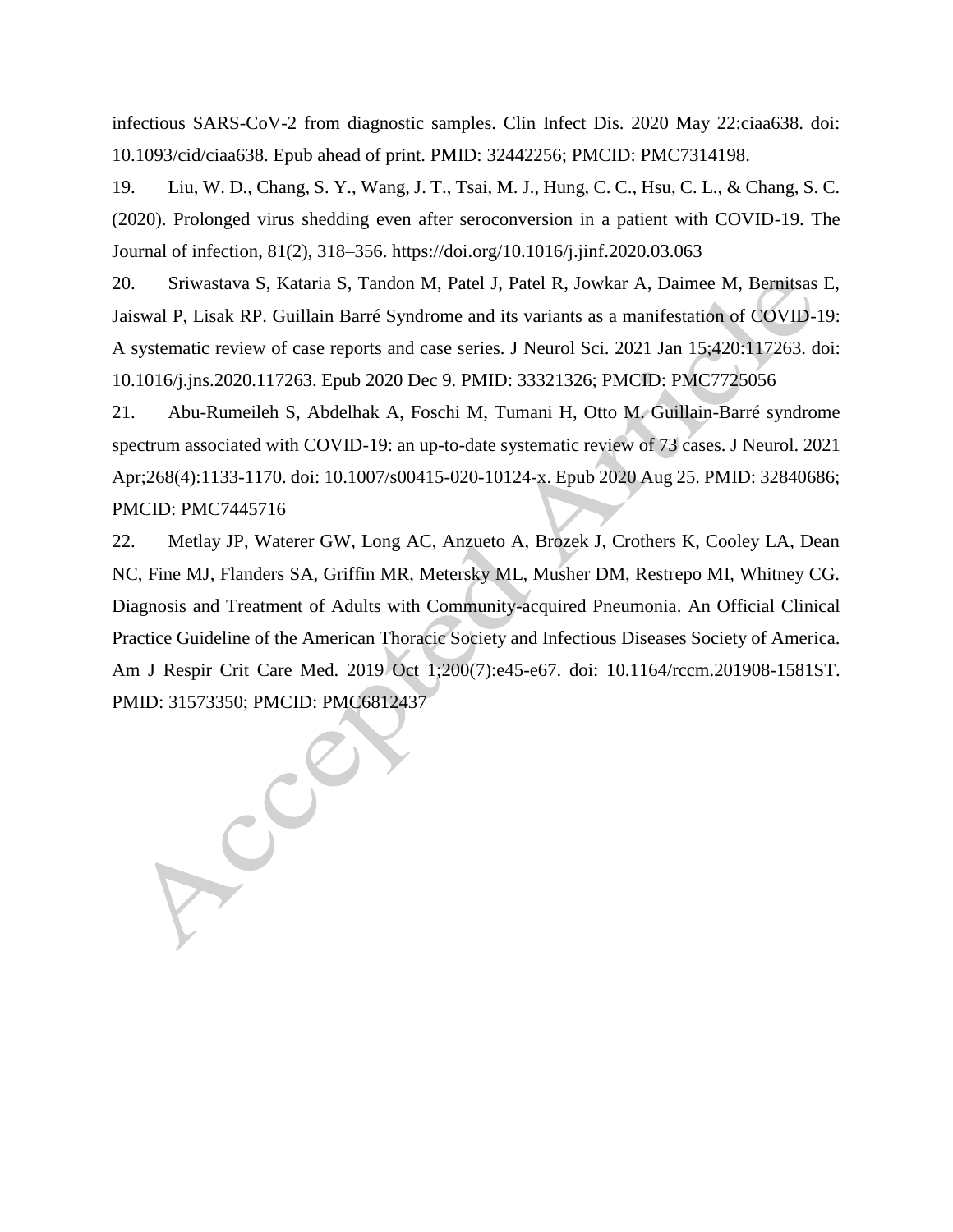infectious SARS-CoV-2 from diagnostic samples. Clin Infect Dis. 2020 May 22:ciaa638. doi: 10.1093/cid/ciaa638. Epub ahead of print. PMID: 32442256; PMCID: PMC7314198.

19. Liu, W. D., Chang, S. Y., Wang, J. T., Tsai, M. J., Hung, C. C., Hsu, C. L., & Chang, S. C. (2020). Prolonged virus shedding even after seroconversion in a patient with COVID-19. The Journal of infection, 81(2), 318–356. https://doi.org/10.1016/j.jinf.2020.03.063

20. Sriwastava S, Kataria S, Tandon M, Patel J, Patel R, Jowkar A, Daimee M, Bernitsas E, Jaiswal P, Lisak RP. Guillain Barré Syndrome and its variants as a manifestation of COVID-19: A systematic review of case reports and case series. J Neurol Sci. 2021 Jan 15;420:117263. doi: 10.1016/j.jns.2020.117263. Epub 2020 Dec 9. PMID: 33321326; PMCID: PMC7725056

21. Abu-Rumeileh S, Abdelhak A, Foschi M, Tumani H, Otto M. Guillain-Barré syndrome spectrum associated with COVID-19: an up-to-date systematic review of 73 cases. J Neurol. 2021 Apr;268(4):1133-1170. doi: 10.1007/s00415-020-10124-x. Epub 2020 Aug 25. PMID: 32840686; PMCID: PMC7445716

22. Metlay JP, Waterer GW, Long AC, Anzueto A, Brozek J, Crothers K, Cooley LA, Dean NC, Fine MJ, Flanders SA, Griffin MR, Metersky ML, Musher DM, Restrepo MI, Whitney CG. Diagnosis and Treatment of Adults with Community-acquired Pneumonia. An Official Clinical Practice Guideline of the American Thoracic Society and Infectious Diseases Society of America. Am J Respir Crit Care Med. 2019 Oct 1;200(7):e45-e67. doi: 10.1164/rccm.201908-1581ST. PMID: 31573350; PMCID: PMC6812437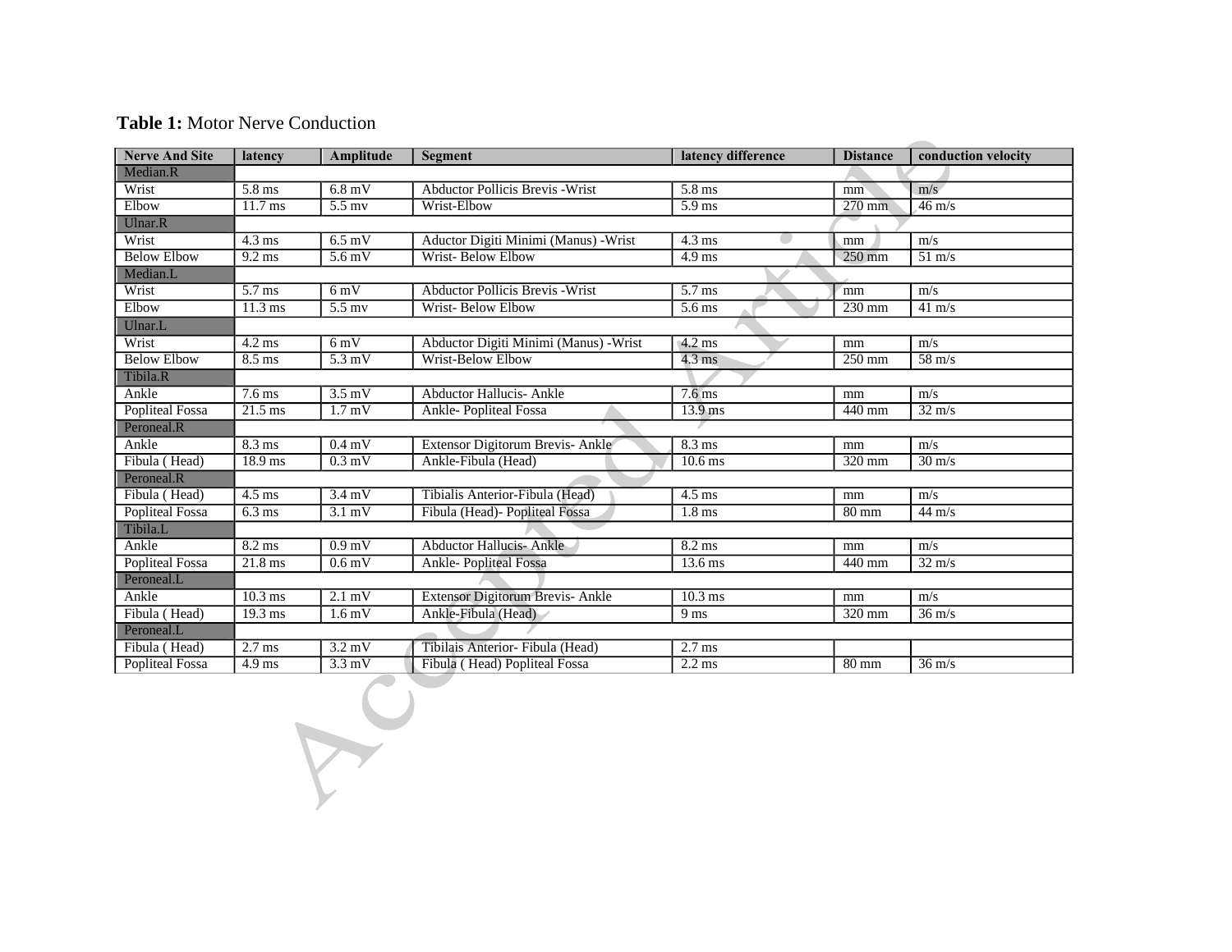**Table 1:** Motor Nerve Conduction

| Nerve And Site | latency | Amplitude | Segment | latency difference | Distance | conduction velocity |
|---|---|---|---|---|---|---|
| Median.R | | | | | | |
| Wrist | 5.8 ms | 6.8 mV | Abductor Pollicis Brevis -Wrist | 5.8 ms | mm | m/s |
| Elbow | 11.7 ms | 5.5 mv | Wrist-Elbow | 5.9 ms | 270 mm | 46 m/s |
| Ulnar.R | | | | | | |
| Wrist | 4.3 ms | 6.5 mV | Aductor Digiti Minimi (Manus) -Wrist | 4.3 ms | mm | m/s |
| Below Elbow | 9.2 ms | 5.6 mV | Wrist- Below Elbow | 4.9 ms | 250 mm | 51 m/s |
| Median.L | | | | | | |
| Wrist | 5.7 ms | 6 mV | Abductor Pollicis Brevis -Wrist | 5.7 ms | mm | m/s |
| Elbow | 11.3 ms | 5.5 mv | Wrist- Below Elbow | 5.6 ms | 230 mm | 41 m/s |
| Ulnar.L | | | | | | |
| Wrist | 4.2 ms | 6 mV | Abductor Digiti Minimi (Manus) -Wrist | 4.2 ms | mm | m/s |
| Below Elbow | 8.5 ms | 5.3 mV | Wrist-Below Elbow | 4.3 ms | 250 mm | 58 m/s |
| Tibila.R | | | | | | |
| Ankle | 7.6 ms | 3.5 mV | Abductor Hallucis- Ankle | 7.6 ms | mm | m/s |
| Popliteal Fossa | 21.5 ms | 1.7 mV | Ankle- Popliteal Fossa | 13.9 ms | 440 mm | 32 m/s |
| Peroneal.R | | | | | | |
| Ankle | 8.3 ms | 0.4 mV | Extensor Digitorum Brevis- Ankle | 8.3 ms | mm | m/s |
| Fibula ( Head) | 18.9 ms | 0.3 mV | Ankle-Fibula (Head) | 10.6 ms | 320 mm | 30 m/s |
| Peroneal.R | | | | | | |
| Fibula ( Head) | 4.5 ms | 3.4 mV | Tibialis Anterior-Fibula (Head) | 4.5 ms | mm | m/s |
| Popliteal Fossa | 6.3 ms | 3.1 mV | Fibula (Head)- Popliteal Fossa | 1.8 ms | 80 mm | 44 m/s |
| Tibila.L | | | | | | |
| Ankle | 8.2 ms | 0.9 mV | Abductor Hallucis- Ankle | 8.2 ms | mm | m/s |
| Popliteal Fossa | 21.8 ms | 0.6 mV | Ankle- Popliteal Fossa | 13.6 ms | 440 mm | 32 m/s |
| Peroneal.L | | | | | | |
| Ankle | 10.3 ms | 2.1 mV | Extensor Digitorum Brevis- Ankle | 10.3 ms | mm | m/s |
| Fibula ( Head) | 19.3 ms | 1.6 mV | Ankle-Fibula (Head) | 9 ms | 320 mm | 36 m/s |
| Peroneal.L | | | | | | |
| Fibula ( Head) | 2.7 ms | 3.2 mV | Tibilais Anterior- Fibula (Head) | 2.7 ms | | |
| Popliteal Fossa | 4.9 ms | 3.3 mV | Fibula ( Head) Popliteal Fossa | 2.2 ms | 80 mm | 36 m/s |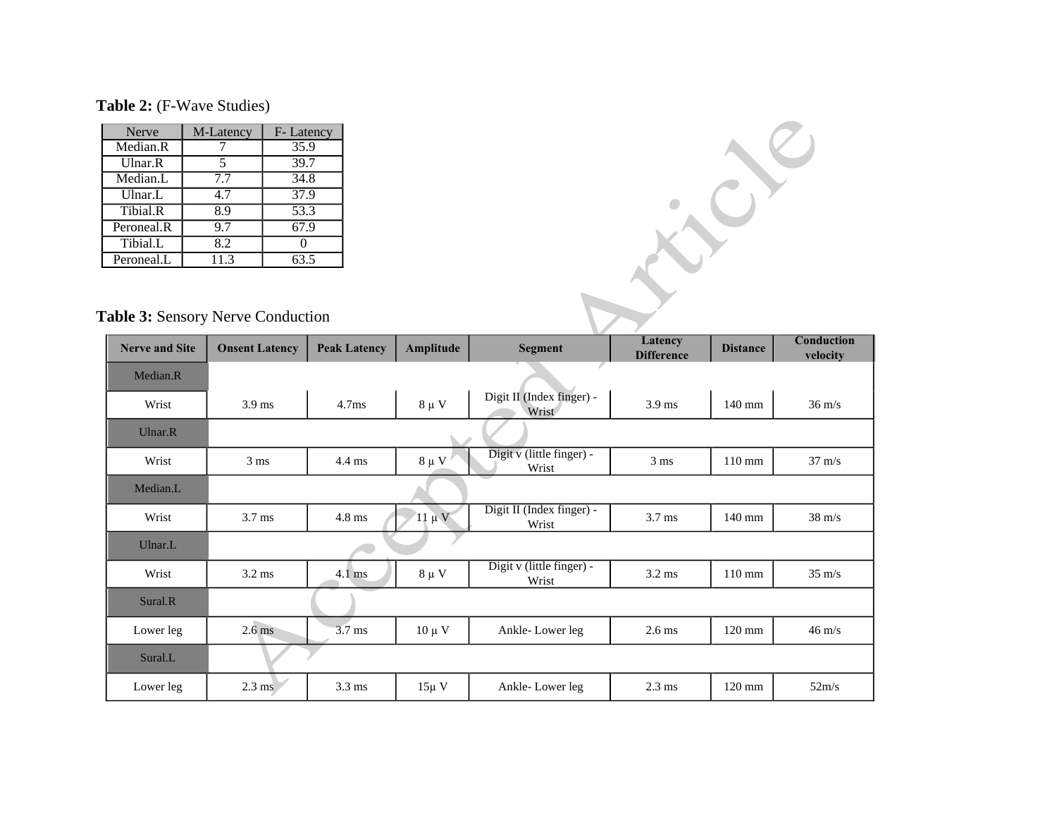**Table 2:** (F-Wave Studies)

| Nerve | M-Latency | F- Latency |
|---|---|---|
| Median.R | 7 | 35.9 |
| Ulnar.R | 5 | 39.7 |
| Median.L | 7.7 | 34.8 |
| Ulnar.L | 4.7 | 37.9 |
| Tibial.R | 8.9 | 53.3 |
| Peroneal.R | 9.7 | 67.9 |
| Tibial.L | 8.2 | 0 |
| Peroneal.L | 11.3 | 63.5 |

**Table 3:** Sensory Nerve Conduction

| Nerve and Site | Onsent Latency | Peak Latency | Amplitude | Segment | Latency Difference | Distance | Conduction velocity |
|---|---|---|---|---|---|---|---|
| Median.R | | | | | | | |
| Wrist | 3.9 ms | 4.7ms | 8 μ V | Digit II (Index finger) - Wrist | 3.9 ms | 140 mm | 36 m/s |
| Ulnar.R | | | | | | | |
| Wrist | 3 ms | 4.4 ms | 8 μ V | Digit v (little finger) - Wrist | 3 ms | 110 mm | 37 m/s |
| Median.L | | | | | | | |
| Wrist | 3.7 ms | 4.8 ms | 11 μ V | Digit II (Index finger) - Wrist | 3.7 ms | 140 mm | 38 m/s |
| Ulnar.L | | | | | | | |
| Wrist | 3.2 ms | 4.1 ms | 8 μ V | Digit v (little finger) - Wrist | 3.2 ms | 110 mm | 35 m/s |
| Sural.R | | | | | | | |
| Lower leg | 2.6 ms | 3.7 ms | 10 μ V | Ankle- Lower leg | 2.6 ms | 120 mm | 46 m/s |
| Sural.L | | | | | | | |
| Lower leg | 2.3 ms | 3.3 ms | 15μ V | Ankle- Lower leg | 2.3 ms | 120 mm | 52m/s |